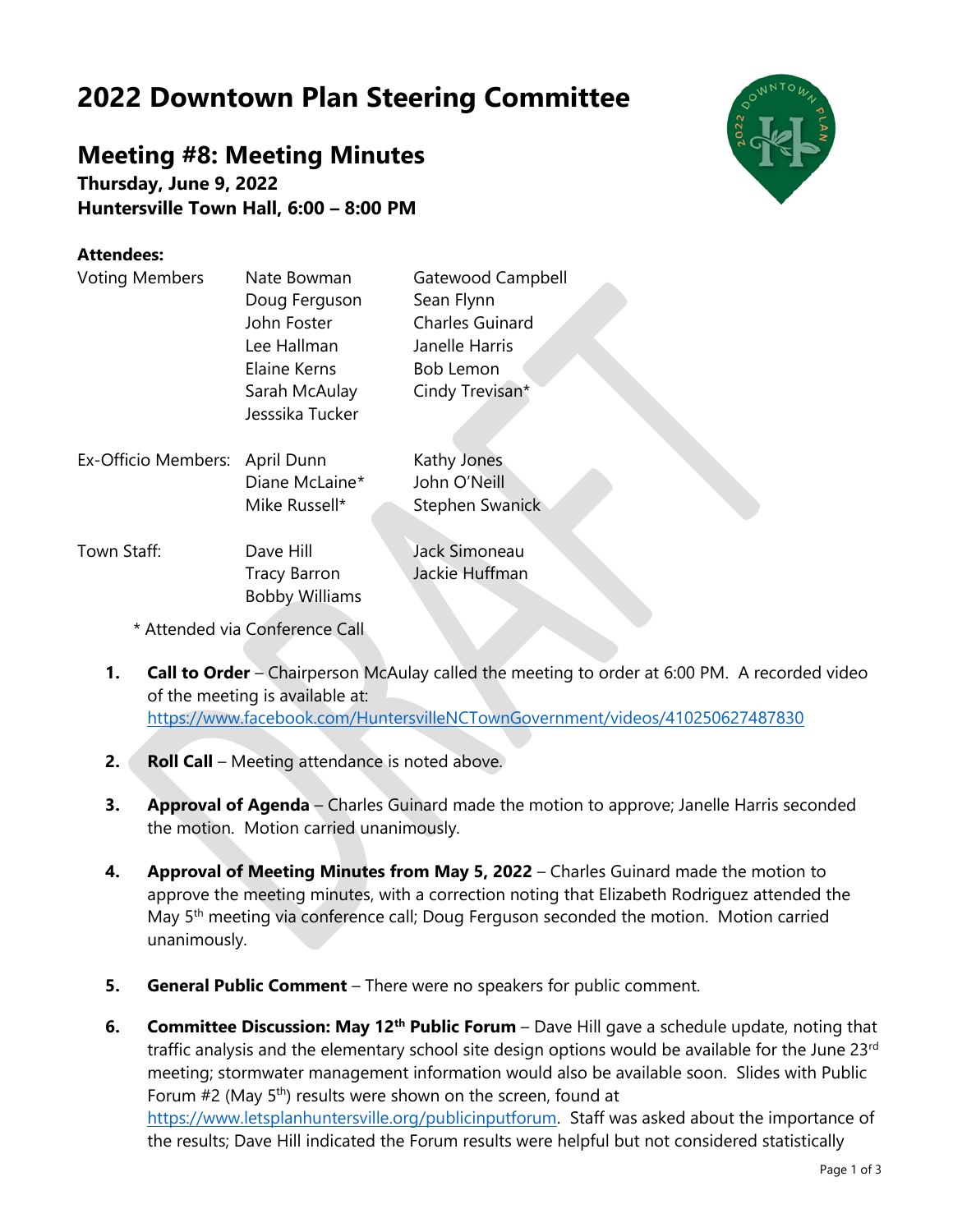# 2022 Downtown Plan Steering Committee

## Meeting #8: Meeting Minutes

**Thursday, June 9, 2022**
**Huntersville Town Hall, 6:00 – 8:00 PM**

**Attendees:**

| | | |
|---|---|---|
| Voting Members | Nate Bowman | Gatewood Campbell |
| | Doug Ferguson | Sean Flynn |
| | John Foster | Charles Guinard |
| | Lee Hallman | Janelle Harris |
| | Elaine Kerns | Bob Lemon |
| | Sarah McAulay | Cindy Trevisan* |
| | Jesssika Tucker | |
| Ex-Officio Members: | April Dunn | Kathy Jones |
| | Diane McLaine* | John O'Neill |
| | Mike Russell* | Stephen Swanick |
| Town Staff: | Dave Hill | Jack Simoneau |
| | Tracy Barron | Jackie Huffman |
| | Bobby Williams | |

\* Attended via Conference Call

1. **Call to Order** – Chairperson McAulay called the meeting to order at 6:00 PM. A recorded video of the meeting is available at: https://www.facebook.com/HuntersvilleNCTownGovernment/videos/410250627487830

2. **Roll Call** – Meeting attendance is noted above.

3. **Approval of Agenda** – Charles Guinard made the motion to approve; Janelle Harris seconded the motion. Motion carried unanimously.

4. **Approval of Meeting Minutes from May 5, 2022** – Charles Guinard made the motion to approve the meeting minutes, with a correction noting that Elizabeth Rodriguez attended the May 5th meeting via conference call; Doug Ferguson seconded the motion. Motion carried unanimously.

5. **General Public Comment** – There were no speakers for public comment.

6. **Committee Discussion: May 12th Public Forum** – Dave Hill gave a schedule update, noting that traffic analysis and the elementary school site design options would be available for the June 23rd meeting; stormwater management information would also be available soon. Slides with Public Forum #2 (May 5th) results were shown on the screen, found at https://www.letsplanhuntersville.org/publicinputforum. Staff was asked about the importance of the results; Dave Hill indicated the Forum results were helpful but not considered statistically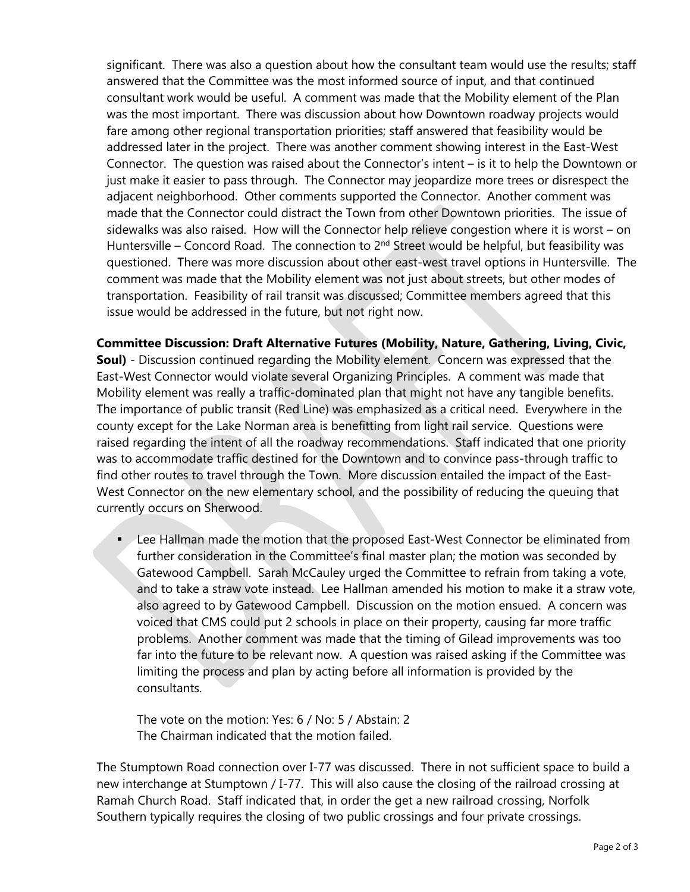significant. There was also a question about how the consultant team would use the results; staff answered that the Committee was the most informed source of input, and that continued consultant work would be useful. A comment was made that the Mobility element of the Plan was the most important. There was discussion about how Downtown roadway projects would fare among other regional transportation priorities; staff answered that feasibility would be addressed later in the project. There was another comment showing interest in the East-West Connector. The question was raised about the Connector's intent – is it to help the Downtown or just make it easier to pass through. The Connector may jeopardize more trees or disrespect the adjacent neighborhood. Other comments supported the Connector. Another comment was made that the Connector could distract the Town from other Downtown priorities. The issue of sidewalks was also raised. How will the Connector help relieve congestion where it is worst – on Huntersville – Concord Road. The connection to 2nd Street would be helpful, but feasibility was questioned. There was more discussion about other east-west travel options in Huntersville. The comment was made that the Mobility element was not just about streets, but other modes of transportation. Feasibility of rail transit was discussed; Committee members agreed that this issue would be addressed in the future, but not right now.

**Committee Discussion: Draft Alternative Futures (Mobility, Nature, Gathering, Living, Civic, Soul)** - Discussion continued regarding the Mobility element. Concern was expressed that the East-West Connector would violate several Organizing Principles. A comment was made that Mobility element was really a traffic-dominated plan that might not have any tangible benefits. The importance of public transit (Red Line) was emphasized as a critical need. Everywhere in the county except for the Lake Norman area is benefitting from light rail service. Questions were raised regarding the intent of all the roadway recommendations. Staff indicated that one priority was to accommodate traffic destined for the Downtown and to convince pass-through traffic to find other routes to travel through the Town. More discussion entailed the impact of the East-West Connector on the new elementary school, and the possibility of reducing the queuing that currently occurs on Sherwood.

- Lee Hallman made the motion that the proposed East-West Connector be eliminated from further consideration in the Committee's final master plan; the motion was seconded by Gatewood Campbell. Sarah McCauley urged the Committee to refrain from taking a vote, and to take a straw vote instead. Lee Hallman amended his motion to make it a straw vote, also agreed to by Gatewood Campbell. Discussion on the motion ensued. A concern was voiced that CMS could put 2 schools in place on their property, causing far more traffic problems. Another comment was made that the timing of Gilead improvements was too far into the future to be relevant now. A question was raised asking if the Committee was limiting the process and plan by acting before all information is provided by the consultants.

  The vote on the motion: Yes: 6 / No: 5 / Abstain: 2
  The Chairman indicated that the motion failed.

The Stumptown Road connection over I-77 was discussed. There in not sufficient space to build a new interchange at Stumptown / I-77. This will also cause the closing of the railroad crossing at Ramah Church Road. Staff indicated that, in order the get a new railroad crossing, Norfolk Southern typically requires the closing of two public crossings and four private crossings.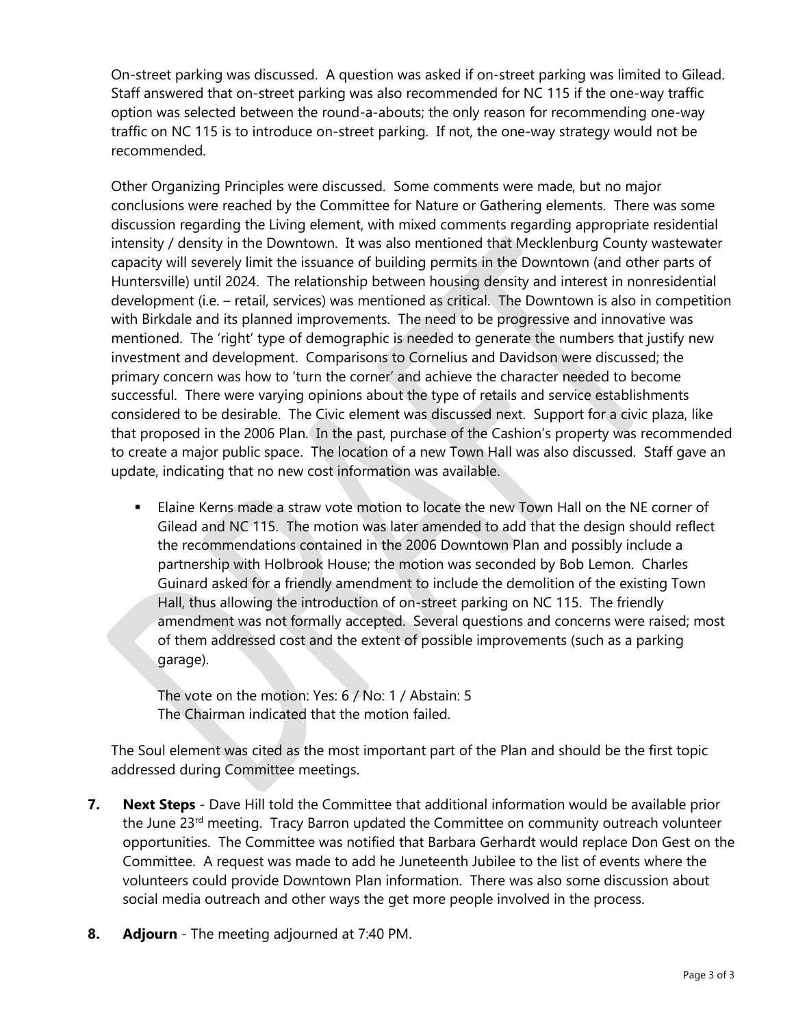On-street parking was discussed. A question was asked if on-street parking was limited to Gilead. Staff answered that on-street parking was also recommended for NC 115 if the one-way traffic option was selected between the round-a-abouts; the only reason for recommending one-way traffic on NC 115 is to introduce on-street parking. If not, the one-way strategy would not be recommended.

Other Organizing Principles were discussed. Some comments were made, but no major conclusions were reached by the Committee for Nature or Gathering elements. There was some discussion regarding the Living element, with mixed comments regarding appropriate residential intensity / density in the Downtown. It was also mentioned that Mecklenburg County wastewater capacity will severely limit the issuance of building permits in the Downtown (and other parts of Huntersville) until 2024. The relationship between housing density and interest in nonresidential development (i.e. – retail, services) was mentioned as critical. The Downtown is also in competition with Birkdale and its planned improvements. The need to be progressive and innovative was mentioned. The 'right' type of demographic is needed to generate the numbers that justify new investment and development. Comparisons to Cornelius and Davidson were discussed; the primary concern was how to 'turn the corner' and achieve the character needed to become successful. There were varying opinions about the type of retails and service establishments considered to be desirable. The Civic element was discussed next. Support for a civic plaza, like that proposed in the 2006 Plan. In the past, purchase of the Cashion's property was recommended to create a major public space. The location of a new Town Hall was also discussed. Staff gave an update, indicating that no new cost information was available.

- Elaine Kerns made a straw vote motion to locate the new Town Hall on the NE corner of Gilead and NC 115. The motion was later amended to add that the design should reflect the recommendations contained in the 2006 Downtown Plan and possibly include a partnership with Holbrook House; the motion was seconded by Bob Lemon. Charles Guinard asked for a friendly amendment to include the demolition of the existing Town Hall, thus allowing the introduction of on-street parking on NC 115. The friendly amendment was not formally accepted. Several questions and concerns were raised; most of them addressed cost and the extent of possible improvements (such as a parking garage).

  The vote on the motion: Yes: 6 / No: 1 / Abstain: 5
  The Chairman indicated that the motion failed.

The Soul element was cited as the most important part of the Plan and should be the first topic addressed during Committee meetings.

7. **Next Steps** - Dave Hill told the Committee that additional information would be available prior the June 23rd meeting. Tracy Barron updated the Committee on community outreach volunteer opportunities. The Committee was notified that Barbara Gerhardt would replace Don Gest on the Committee. A request was made to add he Juneteenth Jubilee to the list of events where the volunteers could provide Downtown Plan information. There was also some discussion about social media outreach and other ways the get more people involved in the process.

8. **Adjourn** - The meeting adjourned at 7:40 PM.